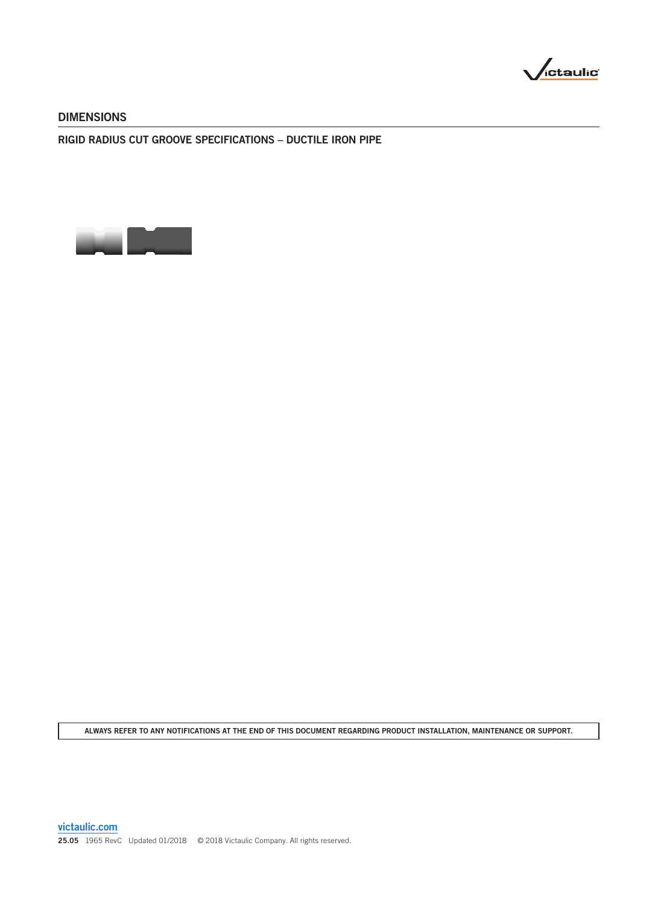## DIMENSIONS

### RIGID RADIUS CUT GROOVE SPECIFICATIONS – DUCTILE IRON PIPE

**ALWAYS REFER TO ANY NOTIFICATIONS AT THE END OF THIS DOCUMENT REGARDING PRODUCT INSTALLATION, MAINTENANCE OR SUPPORT.**

victaulic.com

**25.05** 1965 RevC Updated 01/2018 © 2018 Victaulic Company. All rights reserved.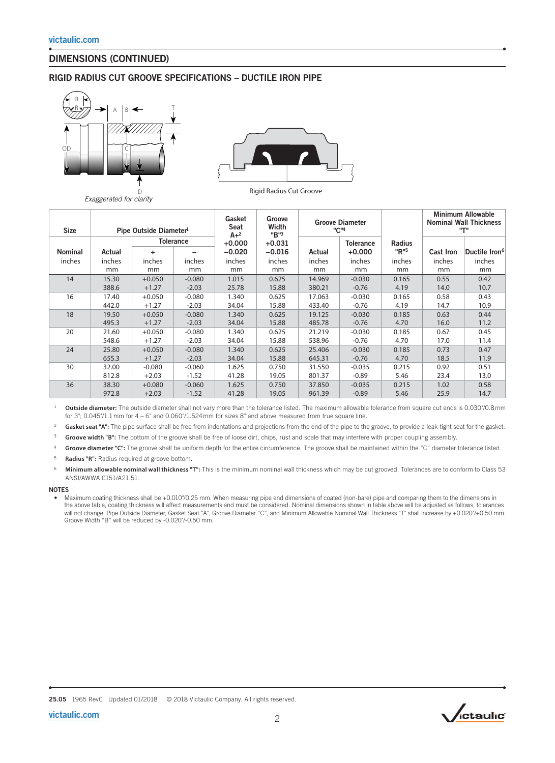## DIMENSIONS (CONTINUED)

### RIGID RADIUS CUT GROOVE SPECIFICATIONS – DUCTILE IRON PIPE

*Exaggerated for clarity*

Rigid Radius Cut Groove

| Size | Pipe Outside Diameter[1] | | | Gasket Seat A+[2] | Groove Width "B"[3] | Groove Diameter "C"[4] | | Radius | Minimum Allowable Nominal Wall Thickness "T" | |
|---|---|---|---|---|---|---|---|---|---|---|
| | | Tolerance | | +0.000 | +0.031 | | Tolerance | "R"[5] | | |
| Nominal inches | Actual inches mm | + inches mm | – inches mm | −0.020 inches mm | −0.016 inches mm | Actual inches mm | +0.000 inches mm | inches mm | Cast Iron inches mm | Ductile Iron[6] inches mm |
| 14 | 15.30 388.6 | +0.050 +1.27 | -0.080 -2.03 | 1.015 25.78 | 0.625 15.88 | 14.969 380.21 | -0.030 -0.76 | 0.165 4.19 | 0.55 14.0 | 0.42 10.7 |
| 16 | 17.40 442.0 | +0.050 +1.27 | -0.080 -2.03 | 1.340 34.04 | 0.625 15.88 | 17.063 433.40 | -0.030 -0.76 | 0.165 4.19 | 0.58 14.7 | 0.43 10.9 |
| 18 | 19.50 495.3 | +0.050 +1.27 | -0.080 -2.03 | 1.340 34.04 | 0.625 15.88 | 19.125 485.78 | -0.030 -0.76 | 0.185 4.70 | 0.63 16.0 | 0.44 11.2 |
| 20 | 21.60 548.6 | +0.050 +1.27 | -0.080 -2.03 | 1.340 34.04 | 0.625 15.88 | 21.219 538.96 | -0.030 -0.76 | 0.185 4.70 | 0.67 17.0 | 0.45 11.4 |
| 24 | 25.80 655.3 | +0.050 +1.27 | -0.080 -2.03 | 1.340 34.04 | 0.625 15.88 | 25.406 645.31 | -0.030 -0.76 | 0.185 4.70 | 0.73 18.5 | 0.47 11.9 |
| 30 | 32.00 812.8 | -0.080 +2.03 | -0.060 -1.52 | 1.625 41.28 | 0.750 19.05 | 31.550 801.37 | -0.035 -0.89 | 0.215 5.46 | 0.92 23.4 | 0.51 13.0 |
| 36 | 38.30 972.8 | +0.080 +2.03 | -0.060 -1.52 | 1.625 41.28 | 0.750 19.05 | 37.850 961.39 | -0.035 -0.89 | 0.215 5.46 | 1.02 25.9 | 0.58 14.7 |

[1] **Outside diameter:** The outside diameter shall not vary more than the tolerance listed. The maximum allowable tolerance from square cut ends is 0.030"/0.8 mm for 3"; 0.045"/1.1 mm for 4 – 6" and 0.060"/1.524 mm for sizes 8" and above measured from true square line.

[2] **Gasket seat "A":** The pipe surface shall be free from indentations and projections from the end of the pipe to the groove, to provide a leak-tight seat for the gasket.

[3] **Groove width "B":** The bottom of the groove shall be free of loose dirt, chips, rust and scale that may interfere with proper coupling assembly.

[4] **Groove diameter "C":** The groove shall be uniform depth for the entire circumference. The groove shall be maintained within the "C" diameter tolerance listed.

[5] **Radius "R":** Radius required at groove bottom.

[6] **Minimum allowable nominal wall thickness "T":** This is the minimum nominal wall thickness which may be cut grooved. Tolerances are to conform to Class 53 ANSI/AWWA C151/A21.51.

**NOTES**

- Maximum coating thickness shall be +0.010"/0.25 mm. When measuring pipe end dimensions of coated (non-bare) pipe and comparing them to the dimensions in the above table, coating thickness will affect measurements and must be considered. Nominal dimensions shown in table above will be adjusted as follows, tolerances will not change. Pipe Outside Diameter, Gasket Seat "A", Groove Diameter "C", and Minimum Allowable Nominal Wall Thickness "T" shall increase by +0.020"/+0.50 mm. Groove Width "B" will be reduced by -0.020"/-0.50 mm.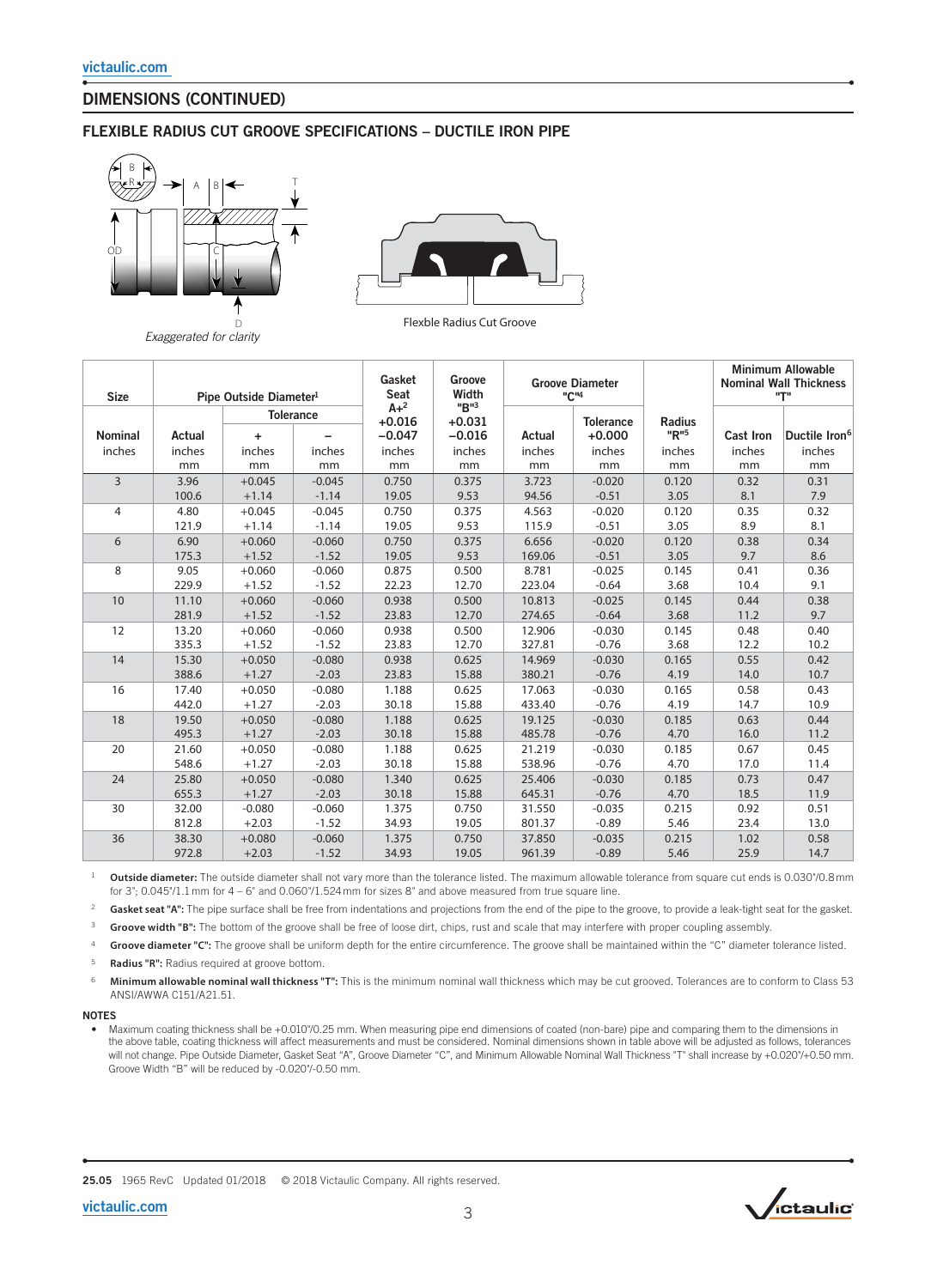## DIMENSIONS (CONTINUED)

### FLEXIBLE RADIUS CUT GROOVE SPECIFICATIONS – DUCTILE IRON PIPE

*Exaggerated for clarity*

Flexble Radius Cut Groove

| Size | Pipe Outside Diameter[1] | | | Gasket Seat A+[2] | Groove Width "B"[3] | Groove Diameter "C"[4] | | Radius "R"[5] | Minimum Allowable Nominal Wall Thickness "T" | |
|---|---|---|---|---|---|---|---|---|---|---|
| | | Tolerance | | +0.016 −0.047 | +0.031 −0.016 | | Tolerance +0.000 | | | |
| Nominal inches | Actual inches mm | + inches mm | – inches mm | inches mm | inches mm | Actual inches mm | inches mm | inches mm | Cast Iron inches mm | Ductile Iron[6] inches mm |
| 3 | 3.96 100.6 | +0.045 +1.14 | -0.045 -1.14 | 0.750 19.05 | 0.375 9.53 | 3.723 94.56 | -0.020 -0.51 | 0.120 3.05 | 0.32 8.1 | 0.31 7.9 |
| 4 | 4.80 121.9 | +0.045 +1.14 | -0.045 -1.14 | 0.750 19.05 | 0.375 9.53 | 4.563 115.9 | -0.020 -0.51 | 0.120 3.05 | 0.35 8.9 | 0.32 8.1 |
| 6 | 6.90 175.3 | +0.060 +1.52 | -0.060 -1.52 | 0.750 19.05 | 0.375 9.53 | 6.656 169.06 | -0.020 -0.51 | 0.120 3.05 | 0.38 9.7 | 0.34 8.6 |
| 8 | 9.05 229.9 | +0.060 +1.52 | -0.060 -1.52 | 0.875 22.23 | 0.500 12.70 | 8.781 223.04 | -0.025 -0.64 | 0.145 3.68 | 0.41 10.4 | 0.36 9.1 |
| 10 | 11.10 281.9 | +0.060 +1.52 | -0.060 -1.52 | 0.938 23.83 | 0.500 12.70 | 10.813 274.65 | -0.025 -0.64 | 0.145 3.68 | 0.44 11.2 | 0.38 9.7 |
| 12 | 13.20 335.3 | +0.060 +1.52 | -0.060 -1.52 | 0.938 23.83 | 0.500 12.70 | 12.906 327.81 | -0.030 -0.76 | 0.145 3.68 | 0.48 12.2 | 0.40 10.2 |
| 14 | 15.30 388.6 | +0.050 +1.27 | -0.080 -2.03 | 0.938 23.83 | 0.625 15.88 | 14.969 380.21 | -0.030 -0.76 | 0.165 4.19 | 0.55 14.0 | 0.42 10.7 |
| 16 | 17.40 442.0 | +0.050 +1.27 | -0.080 -2.03 | 1.188 30.18 | 0.625 15.88 | 17.063 433.40 | -0.030 -0.76 | 0.165 4.19 | 0.58 14.7 | 0.43 10.9 |
| 18 | 19.50 495.3 | +0.050 +1.27 | -0.080 -2.03 | 1.188 30.18 | 0.625 15.88 | 19.125 485.78 | -0.030 -0.76 | 0.185 4.70 | 0.63 16.0 | 0.44 11.2 |
| 20 | 21.60 548.6 | +0.050 +1.27 | -0.080 -2.03 | 1.188 30.18 | 0.625 15.88 | 21.219 538.96 | -0.030 -0.76 | 0.185 4.70 | 0.67 17.0 | 0.45 11.4 |
| 24 | 25.80 655.3 | +0.050 +1.27 | -0.080 -2.03 | 1.340 30.18 | 0.625 15.88 | 25.406 645.31 | -0.030 -0.76 | 0.185 4.70 | 0.73 18.5 | 0.47 11.9 |
| 30 | 32.00 812.8 | -0.080 +2.03 | -0.060 -1.52 | 1.375 34.93 | 0.750 19.05 | 31.550 801.37 | -0.035 -0.89 | 0.215 5.46 | 0.92 23.4 | 0.51 13.0 |
| 36 | 38.30 972.8 | +0.080 +2.03 | -0.060 -1.52 | 1.375 34.93 | 0.750 19.05 | 37.850 961.39 | -0.035 -0.89 | 0.215 5.46 | 1.02 25.9 | 0.58 14.7 |

[1] **Outside diameter:** The outside diameter shall not vary more than the tolerance listed. The maximum allowable tolerance from square cut ends is 0.030"/0.8 mm for 3"; 0.045"/1.1 mm for 4 – 6" and 0.060"/1.524 mm for sizes 8" and above measured from true square line.

[2] **Gasket seat "A":** The pipe surface shall be free from indentations and projections from the end of the pipe to the groove, to provide a leak-tight seat for the gasket.

[3] **Groove width "B":** The bottom of the groove shall be free of loose dirt, chips, rust and scale that may interfere with proper coupling assembly.

[4] **Groove diameter "C":** The groove shall be uniform depth for the entire circumference. The groove shall be maintained within the "C" diameter tolerance listed.

[5] **Radius "R":** Radius required at groove bottom.

[6] **Minimum allowable nominal wall thickness "T":** This is the minimum nominal wall thickness which may be cut grooved. Tolerances are to conform to Class 53 ANSI/AWWA C151/A21.51.

**NOTES**

- Maximum coating thickness shall be +0.010"/0.25 mm. When measuring pipe end dimensions of coated (non-bare) pipe and comparing them to the dimensions in the above table, coating thickness will affect measurements and must be considered. Nominal dimensions shown in table above will be adjusted as follows, tolerances will not change. Pipe Outside Diameter, Gasket Seat "A", Groove Diameter "C", and Minimum Allowable Nominal Wall Thickness "T" shall increase by +0.020"/+0.50 mm. Groove Width "B" will be reduced by -0.020"/-0.50 mm.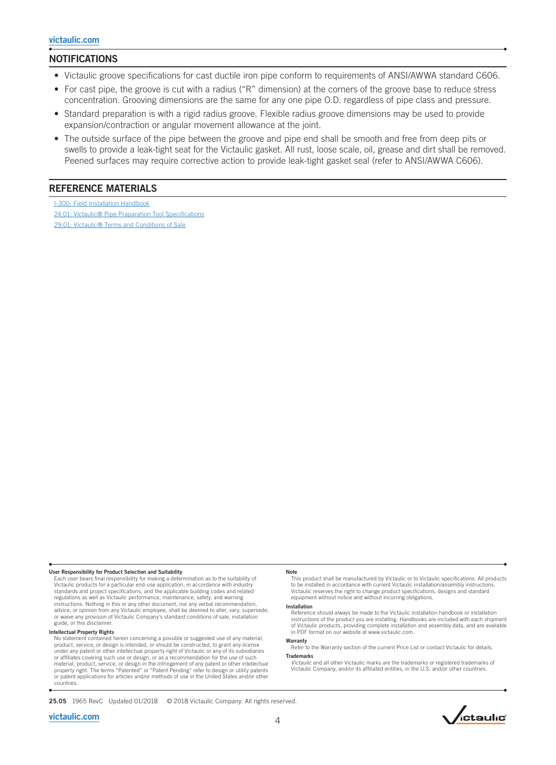## NOTIFICATIONS

- Victaulic groove specifications for cast ductile iron pipe conform to requirements of ANSI/AWWA standard C606.
- For cast pipe, the groove is cut with a radius ("R" dimension) at the corners of the groove base to reduce stress concentration. Grooving dimensions are the same for any one pipe O.D. regardless of pipe class and pressure.
- Standard preparation is with a rigid radius groove. Flexible radius groove dimensions may be used to provide expansion/contraction or angular movement allowance at the joint.
- The outside surface of the pipe between the groove and pipe end shall be smooth and free from deep pits or swells to provide a leak-tight seat for the Victaulic gasket. All rust, loose scale, oil, grease and dirt shall be removed. Peened surfaces may require corrective action to provide leak-tight gasket seal (refer to ANSI/AWWA C606).

## REFERENCE MATERIALS

I-300: Field Installation Handbook

24.01: Victaulic® Pipe Praparation Tool Specifications

29.01: Victaulic® Terms and Conditions of Sale

**User Responsibility for Product Selection and Suitability**

Each user bears final responsibility for making a determination as to the suitability of Victaulic products for a particular end-use application, in accordance with industry standards and project specifications, and the applicable building codes and related regulations as well as Victaulic performance, maintenance, safety, and warning instructions. Nothing in this or any other document, nor any verbal recommendation, advice, or opinion from any Victaulic employee, shall be deemed to alter, vary, supersede, or waive any provision of Victaulic Company's standard conditions of sale, installation guide, or this disclaimer.

**Intellectual Property Rights**

No statement contained herein concerning a possible or suggested use of any material, product, service, or design is intended, or should be constructed, to grant any license under any patent or other intellectual property right of Victaulic or any of its subsidiaries or affiliates covering such use or design, or as a recommendation for the use of such material, product, service, or design in the infringement of any patent or other intellectual property right. The terms "Patented" or "Patent Pending" refer to design or utility patents or patent applications for articles and/or methods of use in the United States and/or other countries.

**Note**

This product shall be manufactured by Victaulic or to Victaulic specifications. All products to be installed in accordance with current Victaulic installation/assembly instructions. Victaulic reserves the right to change product specifications, designs and standard equipment without notice and without incurring obligations.

**Installation**

Reference should always be made to the Victaulic installation handbook or installation instructions of the product you are installing. Handbooks are included with each shipment of Victaulic products, providing complete installation and assembly data, and are available in PDF format on our website at www.victaulic.com.

**Warranty**

Refer to the Warranty section of the current Price List or contact Victaulic for details.

**Trademarks**

*Victaulic* and all other Victaulic marks are the trademarks or registered trademarks of Victaulic Company, and/or its affiliated entities, in the U.S. and/or other countries.

**25.05** 1965 RevC Updated 01/2018 © 2018 Victaulic Company. All rights reserved.